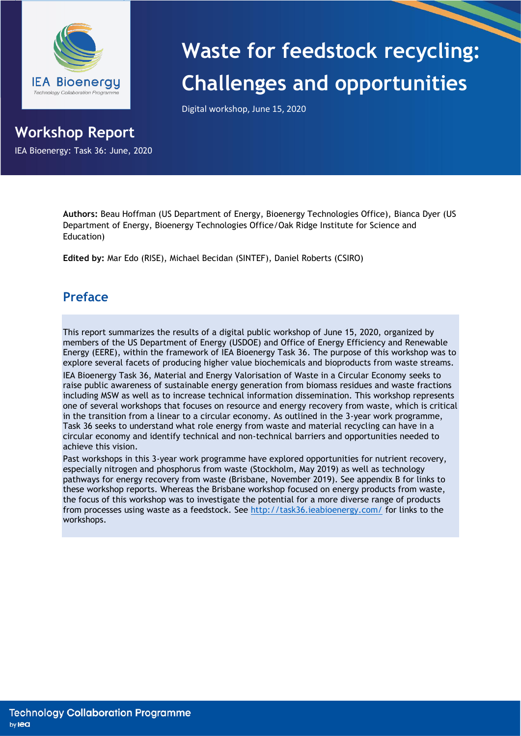IEA Bioenergy
Technology Collaboration Programme

# Waste for feedstock recycling: Challenges and opportunities

Digital workshop, June 15, 2020

## Workshop Report

IEA Bioenergy: Task 36: June, 2020

**Authors:** Beau Hoffman (US Department of Energy, Bioenergy Technologies Office), Bianca Dyer (US Department of Energy, Bioenergy Technologies Office/Oak Ridge Institute for Science and Education)

**Edited by:** Mar Edo (RISE), Michael Becidan (SINTEF), Daniel Roberts (CSIRO)

## Preface

This report summarizes the results of a digital public workshop of June 15, 2020, organized by members of the US Department of Energy (USDOE) and Office of Energy Efficiency and Renewable Energy (EERE), within the framework of IEA Bioenergy Task 36. The purpose of this workshop was to explore several facets of producing higher value biochemicals and bioproducts from waste streams.

IEA Bioenergy Task 36, Material and Energy Valorisation of Waste in a Circular Economy seeks to raise public awareness of sustainable energy generation from biomass residues and waste fractions including MSW as well as to increase technical information dissemination. This workshop represents one of several workshops that focuses on resource and energy recovery from waste, which is critical in the transition from a linear to a circular economy. As outlined in the 3-year work programme, Task 36 seeks to understand what role energy from waste and material recycling can have in a circular economy and identify technical and non-technical barriers and opportunities needed to achieve this vision.

Past workshops in this 3-year work programme have explored opportunities for nutrient recovery, especially nitrogen and phosphorus from waste (Stockholm, May 2019) as well as technology pathways for energy recovery from waste (Brisbane, November 2019). See appendix B for links to these workshop reports. Whereas the Brisbane workshop focused on energy products from waste, the focus of this workshop was to investigate the potential for a more diverse range of products from processes using waste as a feedstock. See http://task36.ieabioenergy.com/ for links to the workshops.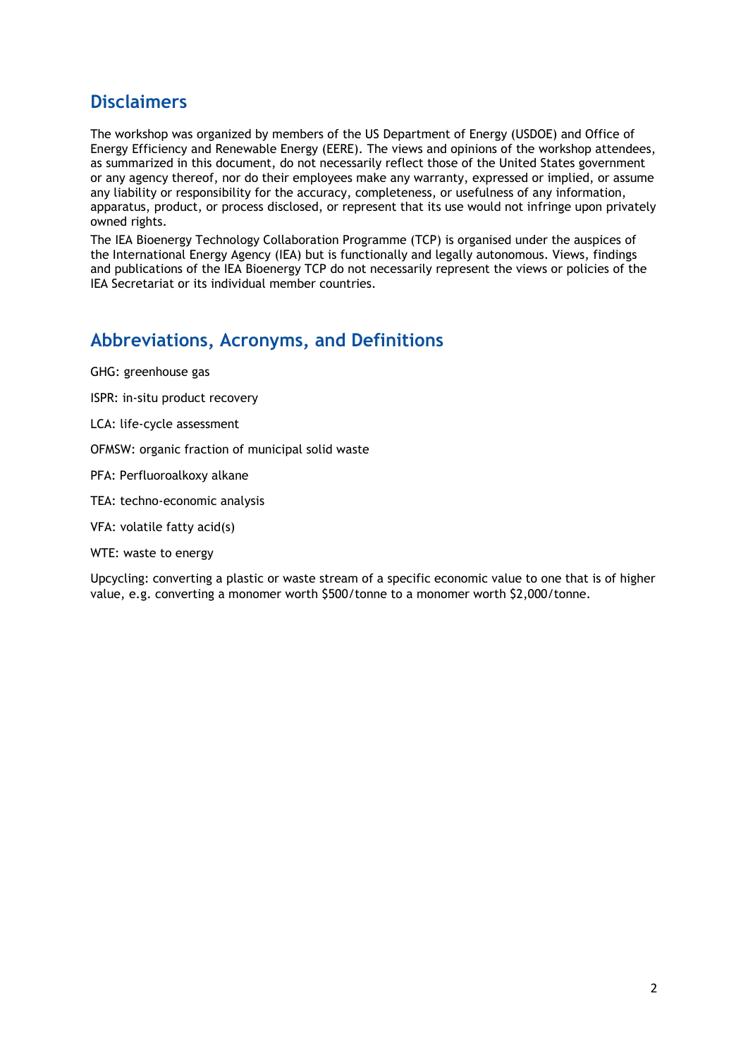## Disclaimers

The workshop was organized by members of the US Department of Energy (USDOE) and Office of Energy Efficiency and Renewable Energy (EERE). The views and opinions of the workshop attendees, as summarized in this document, do not necessarily reflect those of the United States government or any agency thereof, nor do their employees make any warranty, expressed or implied, or assume any liability or responsibility for the accuracy, completeness, or usefulness of any information, apparatus, product, or process disclosed, or represent that its use would not infringe upon privately owned rights.

The IEA Bioenergy Technology Collaboration Programme (TCP) is organised under the auspices of the International Energy Agency (IEA) but is functionally and legally autonomous. Views, findings and publications of the IEA Bioenergy TCP do not necessarily represent the views or policies of the IEA Secretariat or its individual member countries.

## Abbreviations, Acronyms, and Definitions

GHG: greenhouse gas

ISPR: in-situ product recovery

LCA: life-cycle assessment

OFMSW: organic fraction of municipal solid waste

PFA: Perfluoroalkoxy alkane

TEA: techno-economic analysis

VFA: volatile fatty acid(s)

WTE: waste to energy

Upcycling: converting a plastic or waste stream of a specific economic value to one that is of higher value, e.g. converting a monomer worth $500/tonne to a monomer worth $2,000/tonne.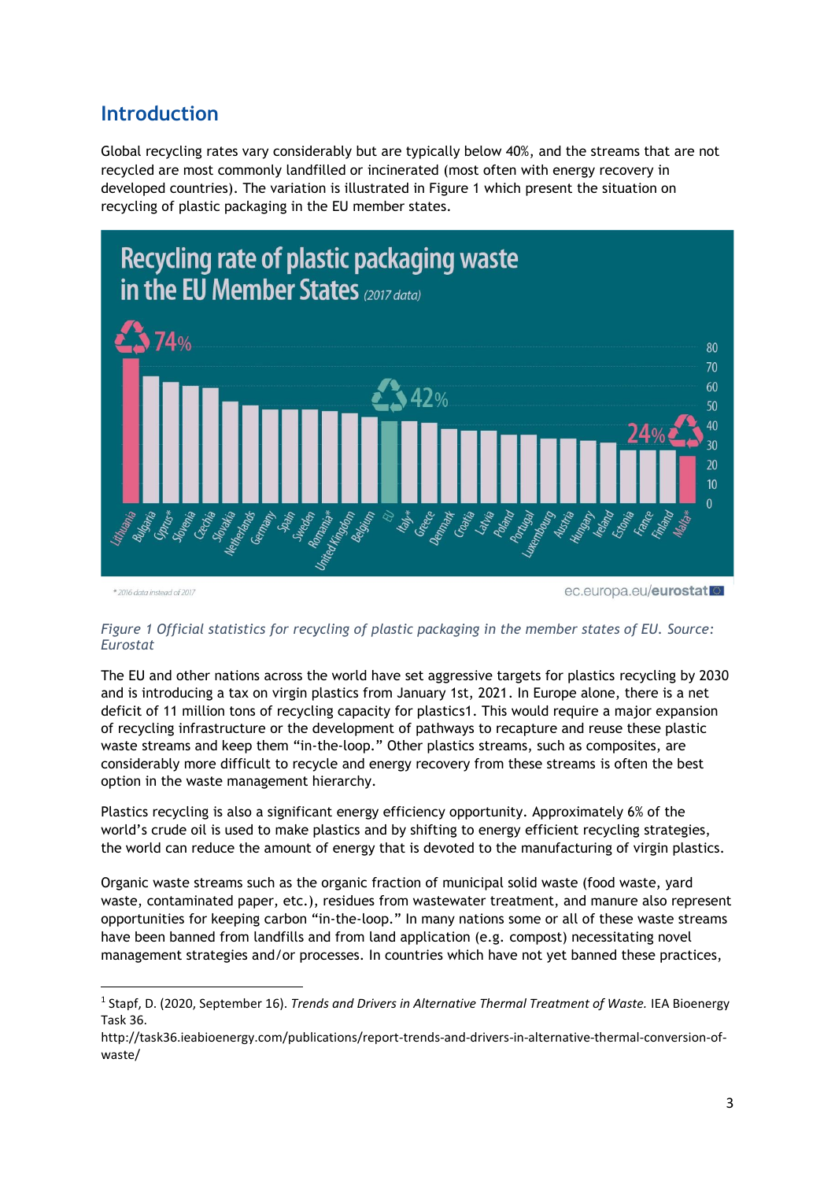## Introduction

Global recycling rates vary considerably but are typically below 40%, and the streams that are not recycled are most commonly landfilled or incinerated (most often with energy recovery in developed countries). The variation is illustrated in Figure 1 which present the situation on recycling of plastic packaging in the EU member states.

*Figure 1 Official statistics for recycling of plastic packaging in the member states of EU. Source: Eurostat*

The EU and other nations across the world have set aggressive targets for plastics recycling by 2030 and is introducing a tax on virgin plastics from January 1st, 2021. In Europe alone, there is a net deficit of 11 million tons of recycling capacity for plastics[1]. This would require a major expansion of recycling infrastructure or the development of pathways to recapture and reuse these plastic waste streams and keep them "in-the-loop." Other plastics streams, such as composites, are considerably more difficult to recycle and energy recovery from these streams is often the best option in the waste management hierarchy.

Plastics recycling is also a significant energy efficiency opportunity. Approximately 6% of the world's crude oil is used to make plastics and by shifting to energy efficient recycling strategies, the world can reduce the amount of energy that is devoted to the manufacturing of virgin plastics.

Organic waste streams such as the organic fraction of municipal solid waste (food waste, yard waste, contaminated paper, etc.), residues from wastewater treatment, and manure also represent opportunities for keeping carbon "in-the-loop." In many nations some or all of these waste streams have been banned from landfills and from land application (e.g. compost) necessitating novel management strategies and/or processes. In countries which have not yet banned these practices,

[1] Stapf, D. (2020, September 16). *Trends and Drivers in Alternative Thermal Treatment of Waste.* IEA Bioenergy Task 36. http://task36.ieabioenergy.com/publications/report-trends-and-drivers-in-alternative-thermal-conversion-of-waste/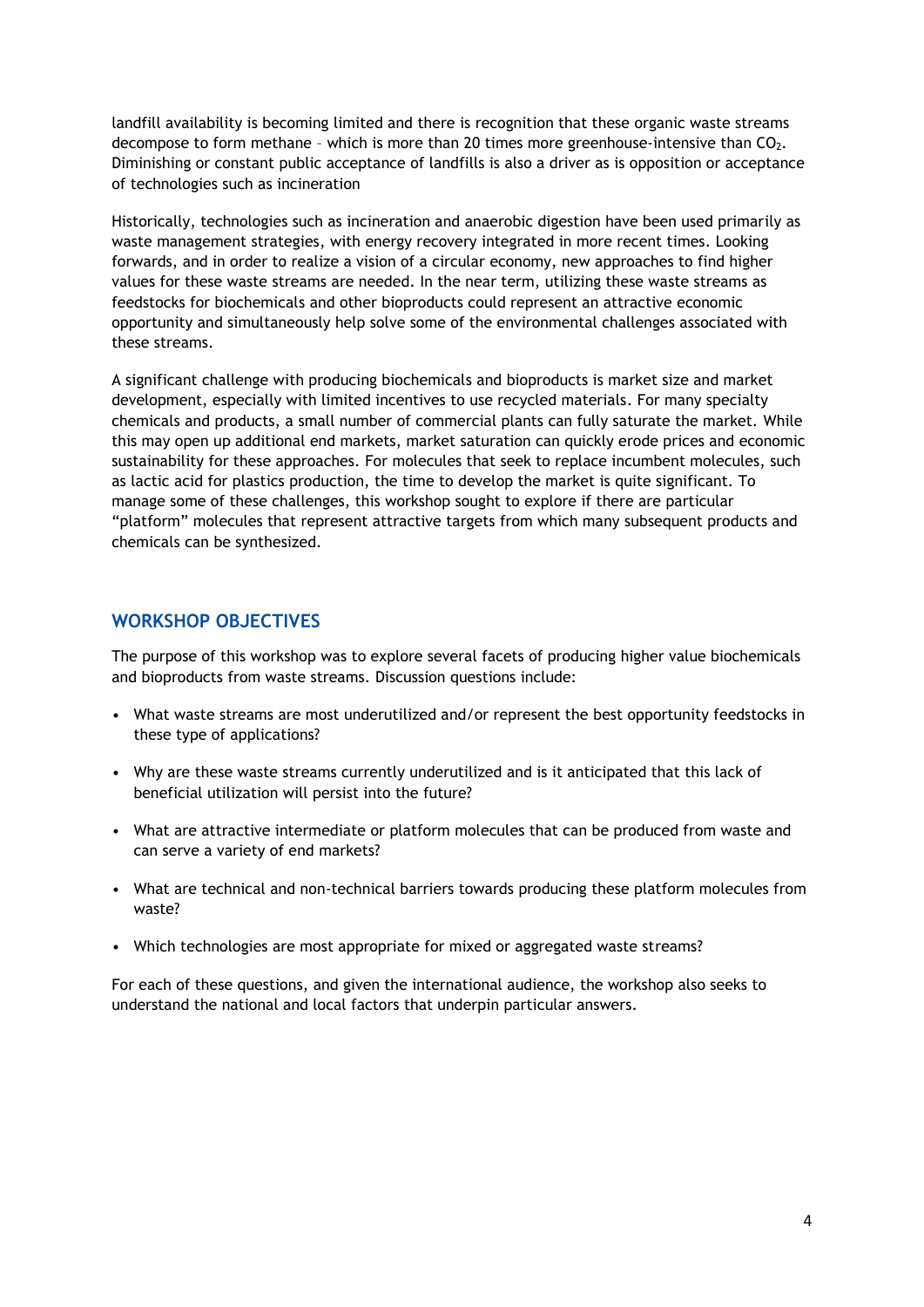landfill availability is becoming limited and there is recognition that these organic waste streams decompose to form methane – which is more than 20 times more greenhouse-intensive than $CO_2$. Diminishing or constant public acceptance of landfills is also a driver as is opposition or acceptance of technologies such as incineration

Historically, technologies such as incineration and anaerobic digestion have been used primarily as waste management strategies, with energy recovery integrated in more recent times. Looking forwards, and in order to realize a vision of a circular economy, new approaches to find higher values for these waste streams are needed. In the near term, utilizing these waste streams as feedstocks for biochemicals and other bioproducts could represent an attractive economic opportunity and simultaneously help solve some of the environmental challenges associated with these streams.

A significant challenge with producing biochemicals and bioproducts is market size and market development, especially with limited incentives to use recycled materials. For many specialty chemicals and products, a small number of commercial plants can fully saturate the market. While this may open up additional end markets, market saturation can quickly erode prices and economic sustainability for these approaches. For molecules that seek to replace incumbent molecules, such as lactic acid for plastics production, the time to develop the market is quite significant. To manage some of these challenges, this workshop sought to explore if there are particular "platform" molecules that represent attractive targets from which many subsequent products and chemicals can be synthesized.

## WORKSHOP OBJECTIVES

The purpose of this workshop was to explore several facets of producing higher value biochemicals and bioproducts from waste streams. Discussion questions include:

- What waste streams are most underutilized and/or represent the best opportunity feedstocks in these type of applications?
- Why are these waste streams currently underutilized and is it anticipated that this lack of beneficial utilization will persist into the future?
- What are attractive intermediate or platform molecules that can be produced from waste and can serve a variety of end markets?
- What are technical and non-technical barriers towards producing these platform molecules from waste?
- Which technologies are most appropriate for mixed or aggregated waste streams?

For each of these questions, and given the international audience, the workshop also seeks to understand the national and local factors that underpin particular answers.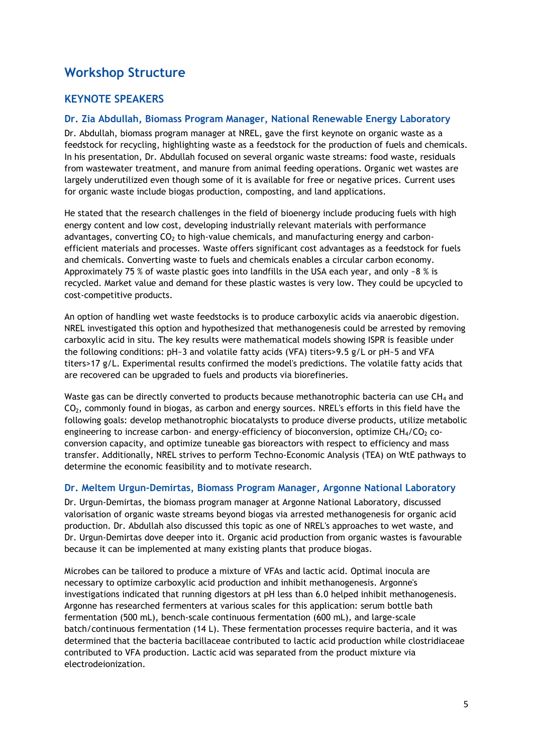# Workshop Structure

## KEYNOTE SPEAKERS

### Dr. Zia Abdullah, Biomass Program Manager, National Renewable Energy Laboratory

Dr. Abdullah, biomass program manager at NREL, gave the first keynote on organic waste as a feedstock for recycling, highlighting waste as a feedstock for the production of fuels and chemicals. In his presentation, Dr. Abdullah focused on several organic waste streams: food waste, residuals from wastewater treatment, and manure from animal feeding operations. Organic wet wastes are largely underutilized even though some of it is available for free or negative prices. Current uses for organic waste include biogas production, composting, and land applications.

He stated that the research challenges in the field of bioenergy include producing fuels with high energy content and low cost, developing industrially relevant materials with performance advantages, converting $CO_2$ to high-value chemicals, and manufacturing energy and carbon-efficient materials and processes. Waste offers significant cost advantages as a feedstock for fuels and chemicals. Converting waste to fuels and chemicals enables a circular carbon economy. Approximately 75 % of waste plastic goes into landfills in the USA each year, and only ~8 % is recycled. Market value and demand for these plastic wastes is very low. They could be upcycled to cost-competitive products.

An option of handling wet waste feedstocks is to produce carboxylic acids via anaerobic digestion. NREL investigated this option and hypothesized that methanogenesis could be arrested by removing carboxylic acid in situ. The key results were mathematical models showing ISPR is feasible under the following conditions: pH~3 and volatile fatty acids (VFA) titers>9.5 g/L or pH~5 and VFA titers>17 g/L. Experimental results confirmed the model's predictions. The volatile fatty acids that are recovered can be upgraded to fuels and products via biorefineries.

Waste gas can be directly converted to products because methanotrophic bacteria can use $CH_4$ and $CO_2$, commonly found in biogas, as carbon and energy sources. NREL's efforts in this field have the following goals: develop methanotrophic biocatalysts to produce diverse products, utilize metabolic engineering to increase carbon- and energy-efficiency of bioconversion, optimize $CH_4/CO_2$ co-conversion capacity, and optimize tuneable gas bioreactors with respect to efficiency and mass transfer. Additionally, NREL strives to perform Techno-Economic Analysis (TEA) on WtE pathways to determine the economic feasibility and to motivate research.

### Dr. Meltem Urgun-Demirtas, Biomass Program Manager, Argonne National Laboratory

Dr. Urgun-Demirtas, the biomass program manager at Argonne National Laboratory, discussed valorisation of organic waste streams beyond biogas via arrested methanogenesis for organic acid production. Dr. Abdullah also discussed this topic as one of NREL's approaches to wet waste, and Dr. Urgun-Demirtas dove deeper into it. Organic acid production from organic wastes is favourable because it can be implemented at many existing plants that produce biogas.

Microbes can be tailored to produce a mixture of VFAs and lactic acid. Optimal inocula are necessary to optimize carboxylic acid production and inhibit methanogenesis. Argonne's investigations indicated that running digestors at pH less than 6.0 helped inhibit methanogenesis. Argonne has researched fermenters at various scales for this application: serum bottle bath fermentation (500 mL), bench-scale continuous fermentation (600 mL), and large-scale batch/continuous fermentation (14 L). These fermentation processes require bacteria, and it was determined that the bacteria bacillaceae contributed to lactic acid production while clostridiaceae contributed to VFA production. Lactic acid was separated from the product mixture via electrodeionization.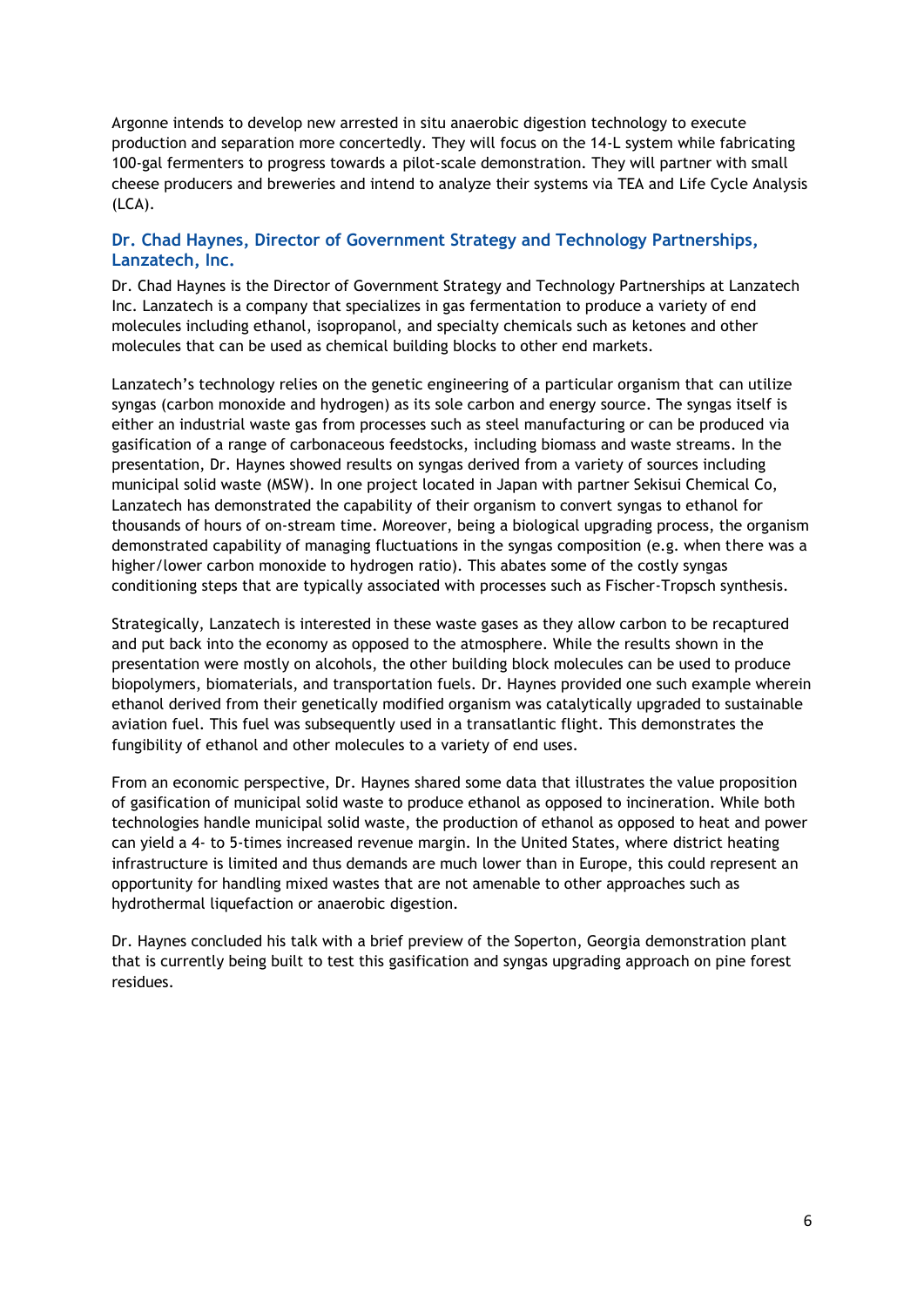Argonne intends to develop new arrested in situ anaerobic digestion technology to execute production and separation more concertedly. They will focus on the 14-L system while fabricating 100-gal fermenters to progress towards a pilot-scale demonstration. They will partner with small cheese producers and breweries and intend to analyze their systems via TEA and Life Cycle Analysis (LCA).

### Dr. Chad Haynes, Director of Government Strategy and Technology Partnerships, Lanzatech, Inc.

Dr. Chad Haynes is the Director of Government Strategy and Technology Partnerships at Lanzatech Inc. Lanzatech is a company that specializes in gas fermentation to produce a variety of end molecules including ethanol, isopropanol, and specialty chemicals such as ketones and other molecules that can be used as chemical building blocks to other end markets.

Lanzatech's technology relies on the genetic engineering of a particular organism that can utilize syngas (carbon monoxide and hydrogen) as its sole carbon and energy source. The syngas itself is either an industrial waste gas from processes such as steel manufacturing or can be produced via gasification of a range of carbonaceous feedstocks, including biomass and waste streams. In the presentation, Dr. Haynes showed results on syngas derived from a variety of sources including municipal solid waste (MSW). In one project located in Japan with partner Sekisui Chemical Co, Lanzatech has demonstrated the capability of their organism to convert syngas to ethanol for thousands of hours of on-stream time. Moreover, being a biological upgrading process, the organism demonstrated capability of managing fluctuations in the syngas composition (e.g. when there was a higher/lower carbon monoxide to hydrogen ratio). This abates some of the costly syngas conditioning steps that are typically associated with processes such as Fischer-Tropsch synthesis.

Strategically, Lanzatech is interested in these waste gases as they allow carbon to be recaptured and put back into the economy as opposed to the atmosphere. While the results shown in the presentation were mostly on alcohols, the other building block molecules can be used to produce biopolymers, biomaterials, and transportation fuels. Dr. Haynes provided one such example wherein ethanol derived from their genetically modified organism was catalytically upgraded to sustainable aviation fuel. This fuel was subsequently used in a transatlantic flight. This demonstrates the fungibility of ethanol and other molecules to a variety of end uses.

From an economic perspective, Dr. Haynes shared some data that illustrates the value proposition of gasification of municipal solid waste to produce ethanol as opposed to incineration. While both technologies handle municipal solid waste, the production of ethanol as opposed to heat and power can yield a 4- to 5-times increased revenue margin. In the United States, where district heating infrastructure is limited and thus demands are much lower than in Europe, this could represent an opportunity for handling mixed wastes that are not amenable to other approaches such as hydrothermal liquefaction or anaerobic digestion.

Dr. Haynes concluded his talk with a brief preview of the Soperton, Georgia demonstration plant that is currently being built to test this gasification and syngas upgrading approach on pine forest residues.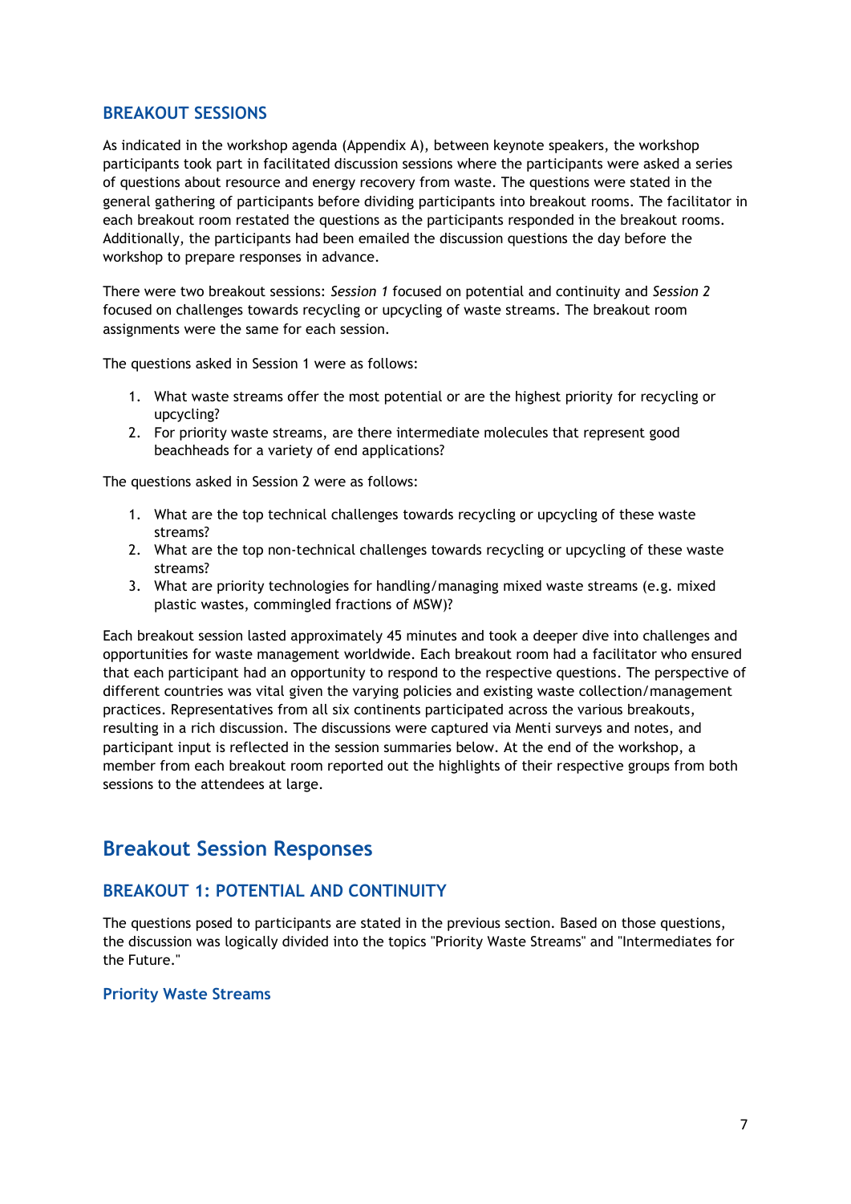### BREAKOUT SESSIONS

As indicated in the workshop agenda (Appendix A), between keynote speakers, the workshop participants took part in facilitated discussion sessions where the participants were asked a series of questions about resource and energy recovery from waste. The questions were stated in the general gathering of participants before dividing participants into breakout rooms. The facilitator in each breakout room restated the questions as the participants responded in the breakout rooms. Additionally, the participants had been emailed the discussion questions the day before the workshop to prepare responses in advance.

There were two breakout sessions: *Session 1* focused on potential and continuity and *Session 2* focused on challenges towards recycling or upcycling of waste streams. The breakout room assignments were the same for each session.

The questions asked in Session 1 were as follows:

1. What waste streams offer the most potential or are the highest priority for recycling or upcycling?
2. For priority waste streams, are there intermediate molecules that represent good beachheads for a variety of end applications?

The questions asked in Session 2 were as follows:

1. What are the top technical challenges towards recycling or upcycling of these waste streams?
2. What are the top non-technical challenges towards recycling or upcycling of these waste streams?
3. What are priority technologies for handling/managing mixed waste streams (e.g. mixed plastic wastes, commingled fractions of MSW)?

Each breakout session lasted approximately 45 minutes and took a deeper dive into challenges and opportunities for waste management worldwide. Each breakout room had a facilitator who ensured that each participant had an opportunity to respond to the respective questions. The perspective of different countries was vital given the varying policies and existing waste collection/management practices. Representatives from all six continents participated across the various breakouts, resulting in a rich discussion. The discussions were captured via Menti surveys and notes, and participant input is reflected in the session summaries below. At the end of the workshop, a member from each breakout room reported out the highlights of their respective groups from both sessions to the attendees at large.

## Breakout Session Responses

### BREAKOUT 1: POTENTIAL AND CONTINUITY

The questions posed to participants are stated in the previous section. Based on those questions, the discussion was logically divided into the topics "Priority Waste Streams" and "Intermediates for the Future."

#### Priority Waste Streams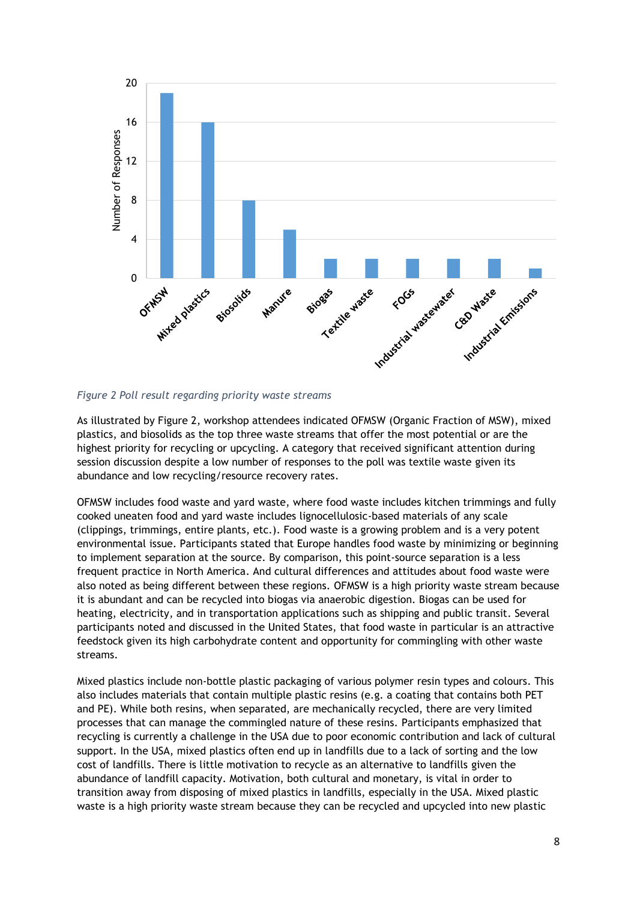*Figure 2 Poll result regarding priority waste streams*

As illustrated by Figure 2, workshop attendees indicated OFMSW (Organic Fraction of MSW), mixed plastics, and biosolids as the top three waste streams that offer the most potential or are the highest priority for recycling or upcycling. A category that received significant attention during session discussion despite a low number of responses to the poll was textile waste given its abundance and low recycling/resource recovery rates.

OFMSW includes food waste and yard waste, where food waste includes kitchen trimmings and fully cooked uneaten food and yard waste includes lignocellulosic-based materials of any scale (clippings, trimmings, entire plants, etc.). Food waste is a growing problem and is a very potent environmental issue. Participants stated that Europe handles food waste by minimizing or beginning to implement separation at the source. By comparison, this point-source separation is a less frequent practice in North America. And cultural differences and attitudes about food waste were also noted as being different between these regions. OFMSW is a high priority waste stream because it is abundant and can be recycled into biogas via anaerobic digestion. Biogas can be used for heating, electricity, and in transportation applications such as shipping and public transit. Several participants noted and discussed in the United States, that food waste in particular is an attractive feedstock given its high carbohydrate content and opportunity for commingling with other waste streams.

Mixed plastics include non-bottle plastic packaging of various polymer resin types and colours. This also includes materials that contain multiple plastic resins (e.g. a coating that contains both PET and PE). While both resins, when separated, are mechanically recycled, there are very limited processes that can manage the commingled nature of these resins. Participants emphasized that recycling is currently a challenge in the USA due to poor economic contribution and lack of cultural support. In the USA, mixed plastics often end up in landfills due to a lack of sorting and the low cost of landfills. There is little motivation to recycle as an alternative to landfills given the abundance of landfill capacity. Motivation, both cultural and monetary, is vital in order to transition away from disposing of mixed plastics in landfills, especially in the USA. Mixed plastic waste is a high priority waste stream because they can be recycled and upcycled into new plastic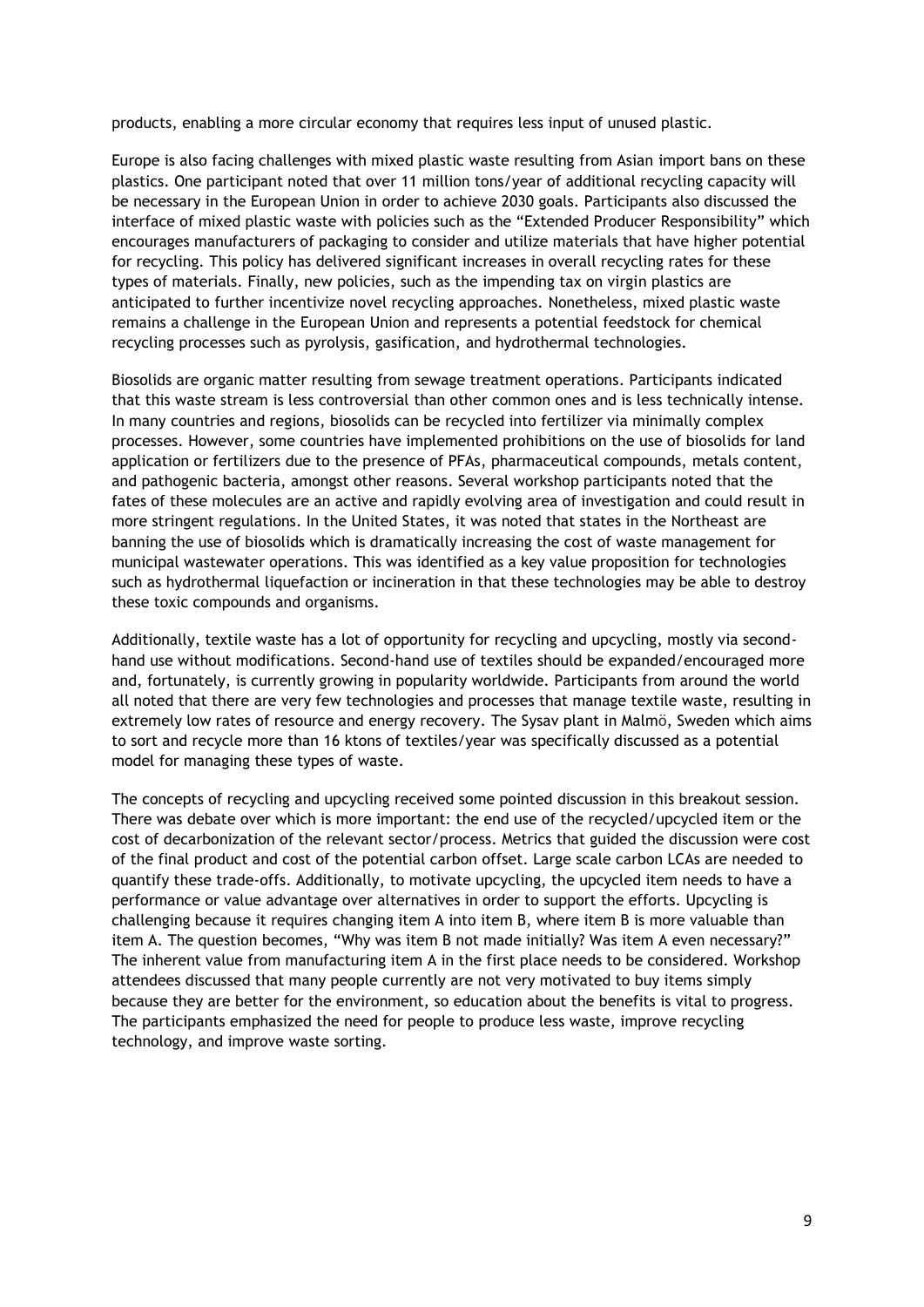products, enabling a more circular economy that requires less input of unused plastic.

Europe is also facing challenges with mixed plastic waste resulting from Asian import bans on these plastics. One participant noted that over 11 million tons/year of additional recycling capacity will be necessary in the European Union in order to achieve 2030 goals. Participants also discussed the interface of mixed plastic waste with policies such as the "Extended Producer Responsibility" which encourages manufacturers of packaging to consider and utilize materials that have higher potential for recycling. This policy has delivered significant increases in overall recycling rates for these types of materials. Finally, new policies, such as the impending tax on virgin plastics are anticipated to further incentivize novel recycling approaches. Nonetheless, mixed plastic waste remains a challenge in the European Union and represents a potential feedstock for chemical recycling processes such as pyrolysis, gasification, and hydrothermal technologies.

Biosolids are organic matter resulting from sewage treatment operations. Participants indicated that this waste stream is less controversial than other common ones and is less technically intense. In many countries and regions, biosolids can be recycled into fertilizer via minimally complex processes. However, some countries have implemented prohibitions on the use of biosolids for land application or fertilizers due to the presence of PFAs, pharmaceutical compounds, metals content, and pathogenic bacteria, amongst other reasons. Several workshop participants noted that the fates of these molecules are an active and rapidly evolving area of investigation and could result in more stringent regulations. In the United States, it was noted that states in the Northeast are banning the use of biosolids which is dramatically increasing the cost of waste management for municipal wastewater operations. This was identified as a key value proposition for technologies such as hydrothermal liquefaction or incineration in that these technologies may be able to destroy these toxic compounds and organisms.

Additionally, textile waste has a lot of opportunity for recycling and upcycling, mostly via second-hand use without modifications. Second-hand use of textiles should be expanded/encouraged more and, fortunately, is currently growing in popularity worldwide. Participants from around the world all noted that there are very few technologies and processes that manage textile waste, resulting in extremely low rates of resource and energy recovery. The Sysav plant in Malmö, Sweden which aims to sort and recycle more than 16 ktons of textiles/year was specifically discussed as a potential model for managing these types of waste.

The concepts of recycling and upcycling received some pointed discussion in this breakout session. There was debate over which is more important: the end use of the recycled/upcycled item or the cost of decarbonization of the relevant sector/process. Metrics that guided the discussion were cost of the final product and cost of the potential carbon offset. Large scale carbon LCAs are needed to quantify these trade-offs. Additionally, to motivate upcycling, the upcycled item needs to have a performance or value advantage over alternatives in order to support the efforts. Upcycling is challenging because it requires changing item A into item B, where item B is more valuable than item A. The question becomes, "Why was item B not made initially? Was item A even necessary?" The inherent value from manufacturing item A in the first place needs to be considered. Workshop attendees discussed that many people currently are not very motivated to buy items simply because they are better for the environment, so education about the benefits is vital to progress. The participants emphasized the need for people to produce less waste, improve recycling technology, and improve waste sorting.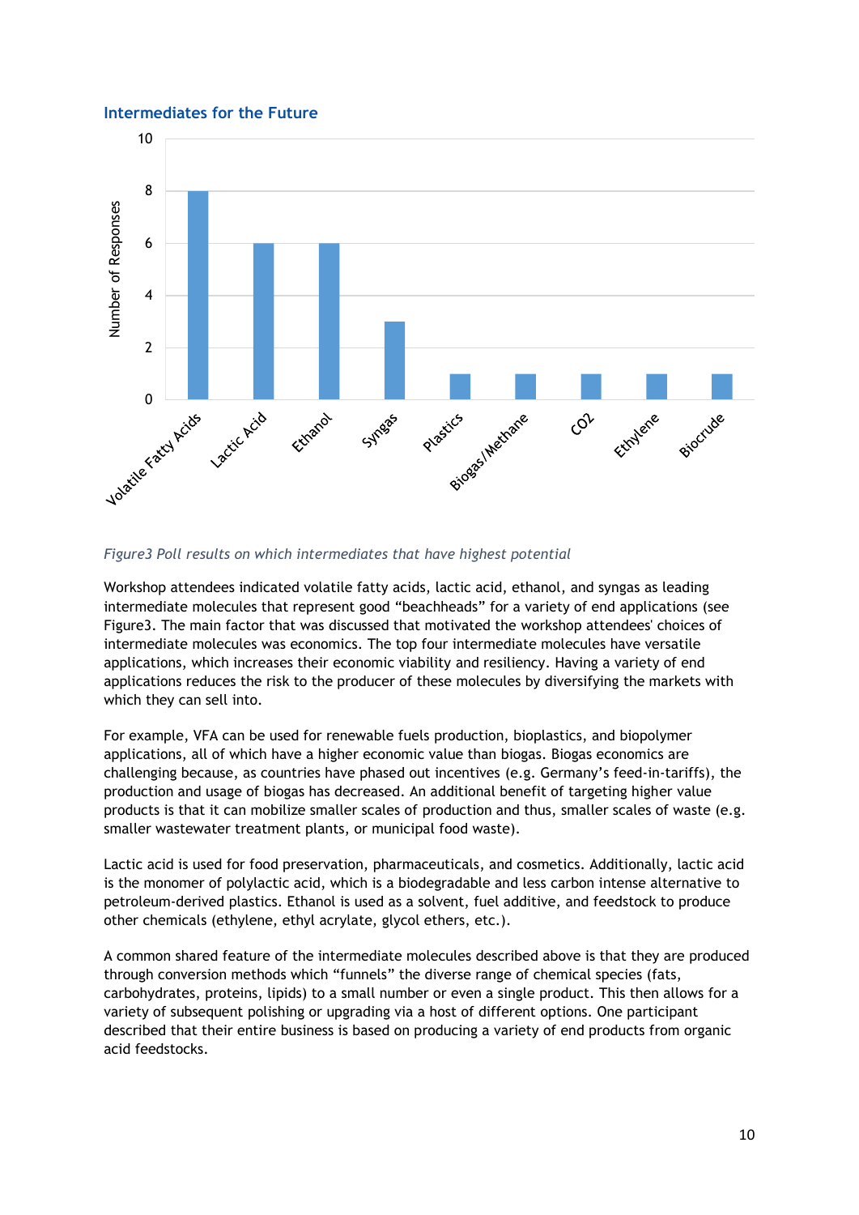## Intermediates for the Future

| Intermediate | Number of Responses |
|---|---|
| Volatile Fatty Acids | 8 |
| Lactic Acid | 6 |
| Ethanol | 6 |
| Syngas | 3 |
| Plastics | 1 |
| Biogas/Methane | 1 |
| CO2 | 1 |
| Ethylene | 1 |
| Biocrude | 1 |

*Figure3 Poll results on which intermediates that have highest potential*

Workshop attendees indicated volatile fatty acids, lactic acid, ethanol, and syngas as leading intermediate molecules that represent good "beachheads" for a variety of end applications (see Figure3. The main factor that was discussed that motivated the workshop attendees' choices of intermediate molecules was economics. The top four intermediate molecules have versatile applications, which increases their economic viability and resiliency. Having a variety of end applications reduces the risk to the producer of these molecules by diversifying the markets with which they can sell into.

For example, VFA can be used for renewable fuels production, bioplastics, and biopolymer applications, all of which have a higher economic value than biogas. Biogas economics are challenging because, as countries have phased out incentives (e.g. Germany's feed-in-tariffs), the production and usage of biogas has decreased. An additional benefit of targeting higher value products is that it can mobilize smaller scales of production and thus, smaller scales of waste (e.g. smaller wastewater treatment plants, or municipal food waste).

Lactic acid is used for food preservation, pharmaceuticals, and cosmetics. Additionally, lactic acid is the monomer of polylactic acid, which is a biodegradable and less carbon intense alternative to petroleum-derived plastics. Ethanol is used as a solvent, fuel additive, and feedstock to produce other chemicals (ethylene, ethyl acrylate, glycol ethers, etc.).

A common shared feature of the intermediate molecules described above is that they are produced through conversion methods which "funnels" the diverse range of chemical species (fats, carbohydrates, proteins, lipids) to a small number or even a single product. This then allows for a variety of subsequent polishing or upgrading via a host of different options. One participant described that their entire business is based on producing a variety of end products from organic acid feedstocks.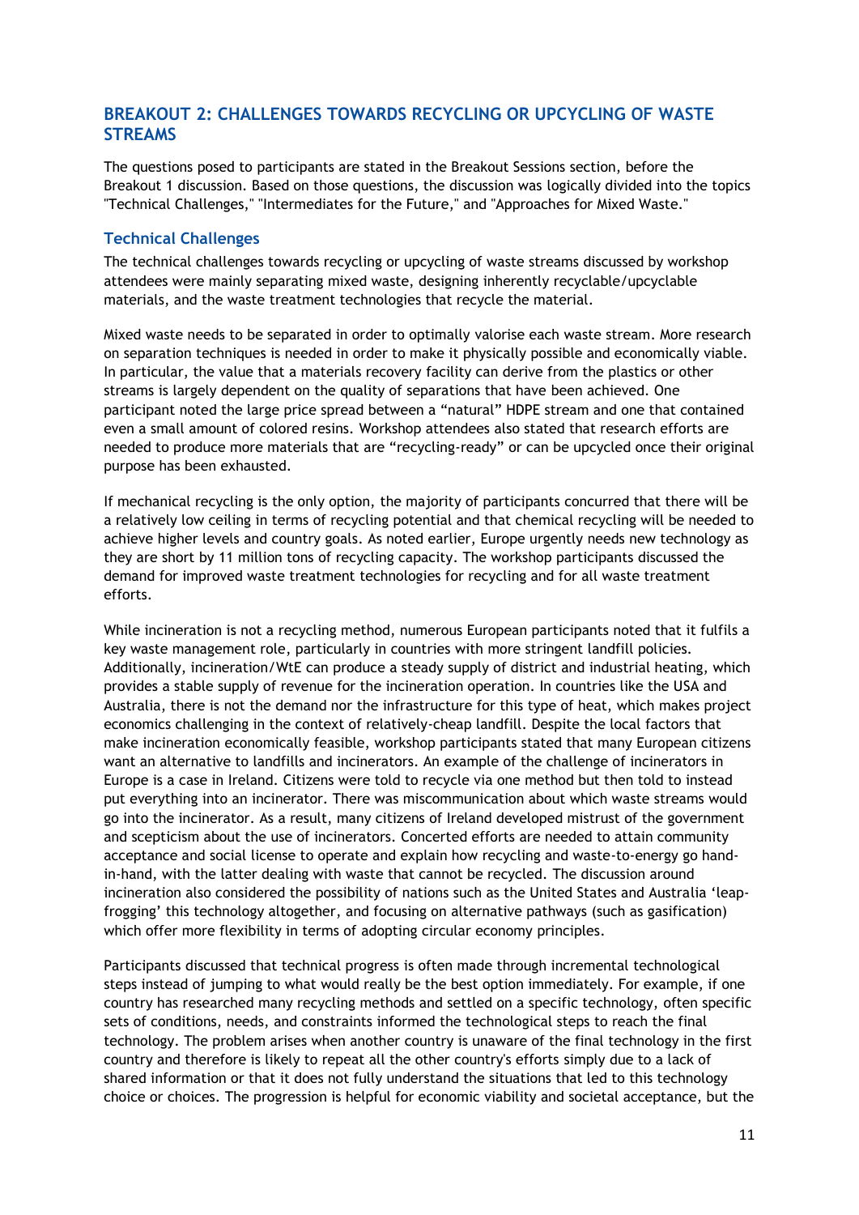## BREAKOUT 2: CHALLENGES TOWARDS RECYCLING OR UPCYCLING OF WASTE STREAMS

The questions posed to participants are stated in the Breakout Sessions section, before the Breakout 1 discussion. Based on those questions, the discussion was logically divided into the topics "Technical Challenges," "Intermediates for the Future," and "Approaches for Mixed Waste."

### Technical Challenges

The technical challenges towards recycling or upcycling of waste streams discussed by workshop attendees were mainly separating mixed waste, designing inherently recyclable/upcyclable materials, and the waste treatment technologies that recycle the material.

Mixed waste needs to be separated in order to optimally valorise each waste stream. More research on separation techniques is needed in order to make it physically possible and economically viable. In particular, the value that a materials recovery facility can derive from the plastics or other streams is largely dependent on the quality of separations that have been achieved. One participant noted the large price spread between a "natural" HDPE stream and one that contained even a small amount of colored resins. Workshop attendees also stated that research efforts are needed to produce more materials that are "recycling-ready" or can be upcycled once their original purpose has been exhausted.

If mechanical recycling is the only option, the majority of participants concurred that there will be a relatively low ceiling in terms of recycling potential and that chemical recycling will be needed to achieve higher levels and country goals. As noted earlier, Europe urgently needs new technology as they are short by 11 million tons of recycling capacity. The workshop participants discussed the demand for improved waste treatment technologies for recycling and for all waste treatment efforts.

While incineration is not a recycling method, numerous European participants noted that it fulfils a key waste management role, particularly in countries with more stringent landfill policies. Additionally, incineration/WtE can produce a steady supply of district and industrial heating, which provides a stable supply of revenue for the incineration operation. In countries like the USA and Australia, there is not the demand nor the infrastructure for this type of heat, which makes project economics challenging in the context of relatively-cheap landfill. Despite the local factors that make incineration economically feasible, workshop participants stated that many European citizens want an alternative to landfills and incinerators. An example of the challenge of incinerators in Europe is a case in Ireland. Citizens were told to recycle via one method but then told to instead put everything into an incinerator. There was miscommunication about which waste streams would go into the incinerator. As a result, many citizens of Ireland developed mistrust of the government and scepticism about the use of incinerators. Concerted efforts are needed to attain community acceptance and social license to operate and explain how recycling and waste-to-energy go hand-in-hand, with the latter dealing with waste that cannot be recycled. The discussion around incineration also considered the possibility of nations such as the United States and Australia 'leap-frogging' this technology altogether, and focusing on alternative pathways (such as gasification) which offer more flexibility in terms of adopting circular economy principles.

Participants discussed that technical progress is often made through incremental technological steps instead of jumping to what would really be the best option immediately. For example, if one country has researched many recycling methods and settled on a specific technology, often specific sets of conditions, needs, and constraints informed the technological steps to reach the final technology. The problem arises when another country is unaware of the final technology in the first country and therefore is likely to repeat all the other country's efforts simply due to a lack of shared information or that it does not fully understand the situations that led to this technology choice or choices. The progression is helpful for economic viability and societal acceptance, but the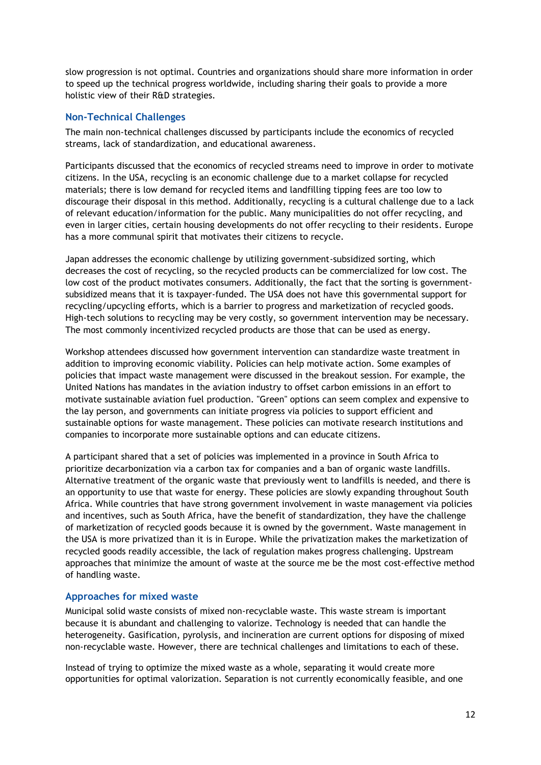slow progression is not optimal. Countries and organizations should share more information in order to speed up the technical progress worldwide, including sharing their goals to provide a more holistic view of their R&D strategies.

### Non-Technical Challenges

The main non-technical challenges discussed by participants include the economics of recycled streams, lack of standardization, and educational awareness.

Participants discussed that the economics of recycled streams need to improve in order to motivate citizens. In the USA, recycling is an economic challenge due to a market collapse for recycled materials; there is low demand for recycled items and landfilling tipping fees are too low to discourage their disposal in this method. Additionally, recycling is a cultural challenge due to a lack of relevant education/information for the public. Many municipalities do not offer recycling, and even in larger cities, certain housing developments do not offer recycling to their residents. Europe has a more communal spirit that motivates their citizens to recycle.

Japan addresses the economic challenge by utilizing government-subsidized sorting, which decreases the cost of recycling, so the recycled products can be commercialized for low cost. The low cost of the product motivates consumers. Additionally, the fact that the sorting is government-subsidized means that it is taxpayer-funded. The USA does not have this governmental support for recycling/upcycling efforts, which is a barrier to progress and marketization of recycled goods. High-tech solutions to recycling may be very costly, so government intervention may be necessary. The most commonly incentivized recycled products are those that can be used as energy.

Workshop attendees discussed how government intervention can standardize waste treatment in addition to improving economic viability. Policies can help motivate action. Some examples of policies that impact waste management were discussed in the breakout session. For example, the United Nations has mandates in the aviation industry to offset carbon emissions in an effort to motivate sustainable aviation fuel production. "Green" options can seem complex and expensive to the lay person, and governments can initiate progress via policies to support efficient and sustainable options for waste management. These policies can motivate research institutions and companies to incorporate more sustainable options and can educate citizens.

A participant shared that a set of policies was implemented in a province in South Africa to prioritize decarbonization via a carbon tax for companies and a ban of organic waste landfills. Alternative treatment of the organic waste that previously went to landfills is needed, and there is an opportunity to use that waste for energy. These policies are slowly expanding throughout South Africa. While countries that have strong government involvement in waste management via policies and incentives, such as South Africa, have the benefit of standardization, they have the challenge of marketization of recycled goods because it is owned by the government. Waste management in the USA is more privatized than it is in Europe. While the privatization makes the marketization of recycled goods readily accessible, the lack of regulation makes progress challenging. Upstream approaches that minimize the amount of waste at the source me be the most cost-effective method of handling waste.

### Approaches for mixed waste

Municipal solid waste consists of mixed non-recyclable waste. This waste stream is important because it is abundant and challenging to valorize. Technology is needed that can handle the heterogeneity. Gasification, pyrolysis, and incineration are current options for disposing of mixed non-recyclable waste. However, there are technical challenges and limitations to each of these.

Instead of trying to optimize the mixed waste as a whole, separating it would create more opportunities for optimal valorization. Separation is not currently economically feasible, and one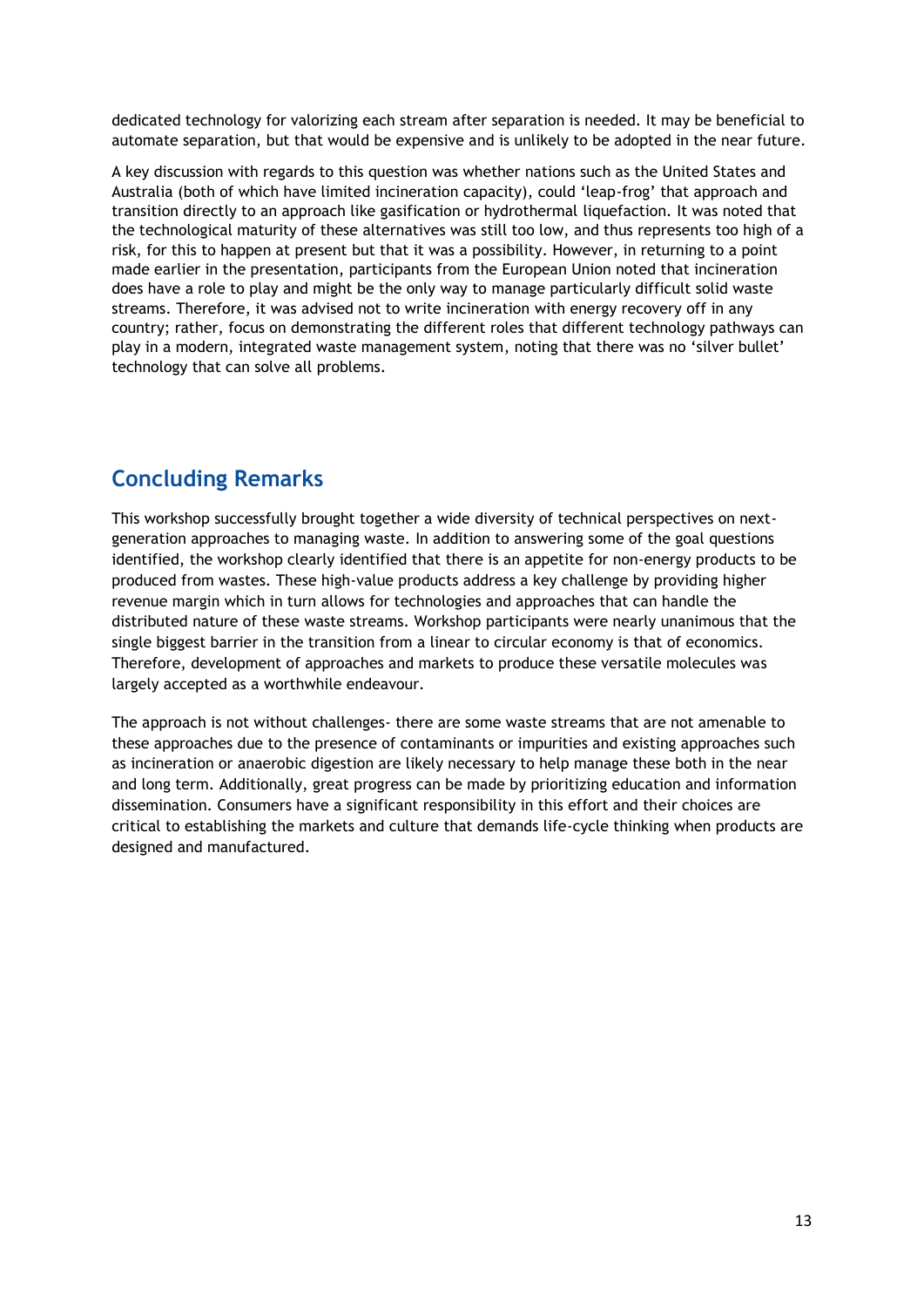dedicated technology for valorizing each stream after separation is needed. It may be beneficial to automate separation, but that would be expensive and is unlikely to be adopted in the near future.

A key discussion with regards to this question was whether nations such as the United States and Australia (both of which have limited incineration capacity), could 'leap-frog' that approach and transition directly to an approach like gasification or hydrothermal liquefaction. It was noted that the technological maturity of these alternatives was still too low, and thus represents too high of a risk, for this to happen at present but that it was a possibility. However, in returning to a point made earlier in the presentation, participants from the European Union noted that incineration does have a role to play and might be the only way to manage particularly difficult solid waste streams. Therefore, it was advised not to write incineration with energy recovery off in any country; rather, focus on demonstrating the different roles that different technology pathways can play in a modern, integrated waste management system, noting that there was no 'silver bullet' technology that can solve all problems.

## Concluding Remarks

This workshop successfully brought together a wide diversity of technical perspectives on next-generation approaches to managing waste. In addition to answering some of the goal questions identified, the workshop clearly identified that there is an appetite for non-energy products to be produced from wastes. These high-value products address a key challenge by providing higher revenue margin which in turn allows for technologies and approaches that can handle the distributed nature of these waste streams. Workshop participants were nearly unanimous that the single biggest barrier in the transition from a linear to circular economy is that of economics. Therefore, development of approaches and markets to produce these versatile molecules was largely accepted as a worthwhile endeavour.

The approach is not without challenges- there are some waste streams that are not amenable to these approaches due to the presence of contaminants or impurities and existing approaches such as incineration or anaerobic digestion are likely necessary to help manage these both in the near and long term. Additionally, great progress can be made by prioritizing education and information dissemination. Consumers have a significant responsibility in this effort and their choices are critical to establishing the markets and culture that demands life-cycle thinking when products are designed and manufactured.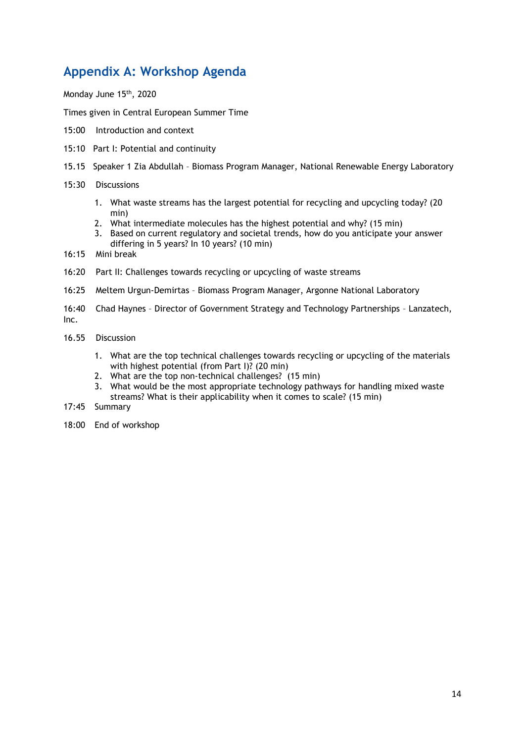## Appendix A: Workshop Agenda

Monday June 15th, 2020

Times given in Central European Summer Time

15:00 Introduction and context

15:10 Part I: Potential and continuity

15.15 Speaker 1 Zia Abdullah – Biomass Program Manager, National Renewable Energy Laboratory

15:30 Discussions

1. What waste streams has the largest potential for recycling and upcycling today? (20 min)
2. What intermediate molecules has the highest potential and why? (15 min)
3. Based on current regulatory and societal trends, how do you anticipate your answer differing in 5 years? In 10 years? (10 min)

16:15 Mini break

16:20 Part II: Challenges towards recycling or upcycling of waste streams

16:25 Meltem Urgun-Demirtas – Biomass Program Manager, Argonne National Laboratory

16:40 Chad Haynes – Director of Government Strategy and Technology Partnerships – Lanzatech, Inc.

16.55 Discussion

1. What are the top technical challenges towards recycling or upcycling of the materials with highest potential (from Part I)? (20 min)
2. What are the top non-technical challenges? (15 min)
3. What would be the most appropriate technology pathways for handling mixed waste streams? What is their applicability when it comes to scale? (15 min)

17:45 Summary

18:00 End of workshop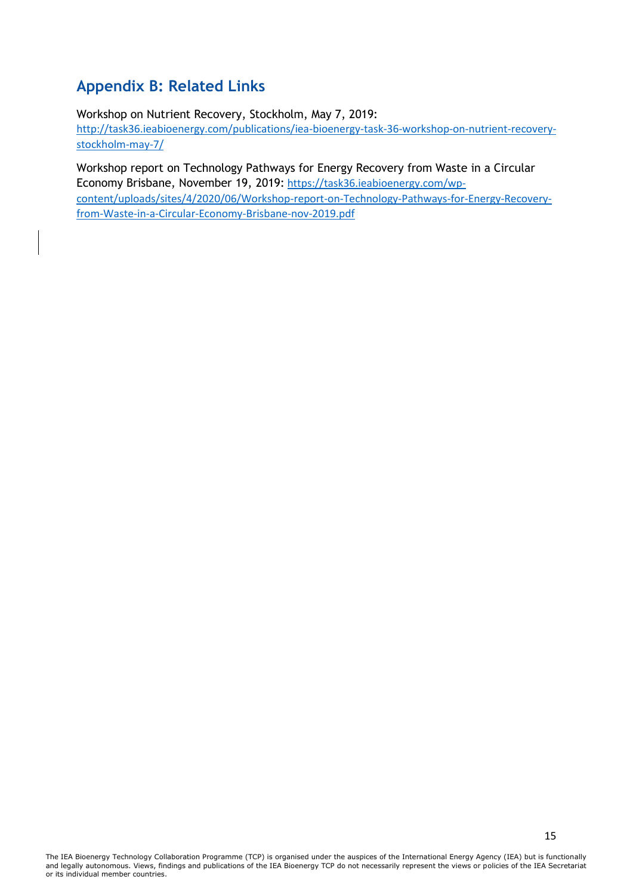## Appendix B: Related Links

Workshop on Nutrient Recovery, Stockholm, May 7, 2019:
http://task36.ieabioenergy.com/publications/iea-bioenergy-task-36-workshop-on-nutrient-recovery-stockholm-may-7/

Workshop report on Technology Pathways for Energy Recovery from Waste in a Circular Economy Brisbane, November 19, 2019: https://task36.ieabioenergy.com/wp-content/uploads/sites/4/2020/06/Workshop-report-on-Technology-Pathways-for-Energy-Recovery-from-Waste-in-a-Circular-Economy-Brisbane-nov-2019.pdf